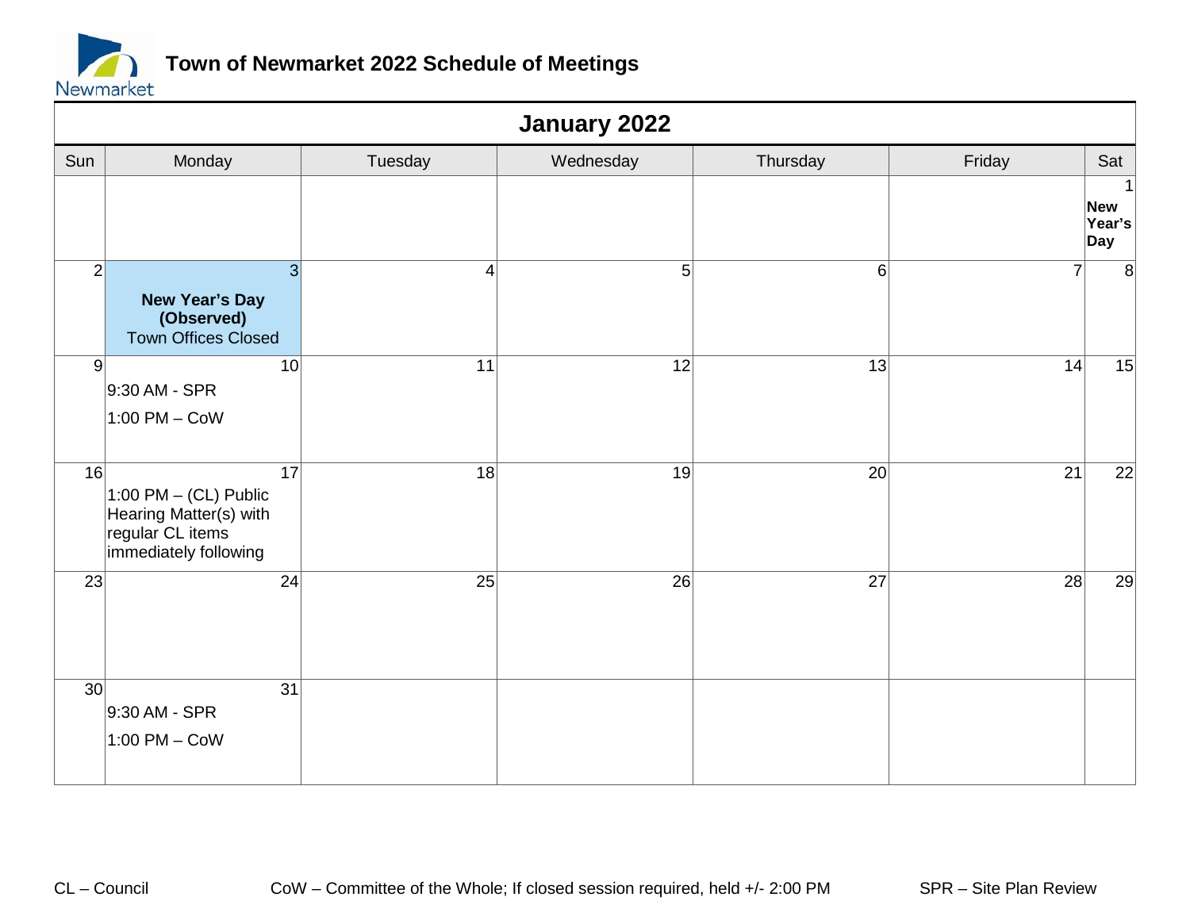# Town of Newmarket 2022 Schedule of Meetings

## January 2022

| Sun | Monday | Tuesday | Wednesday | Thursday | Friday | Sat |
|---|---|---|---|---|---|---|
| | | | | | | 1 **New Year's Day** |
| 2 | 3 **New Year's Day (Observed)** Town Offices Closed | 4 | 5 | 6 | 7 | 8 |
| 9 | 10 9:30 AM - SPR 1:00 PM – CoW | 11 | 12 | 13 | 14 | 15 |
| 16 | 17 1:00 PM – (CL) Public Hearing Matter(s) with regular CL items immediately following | 18 | 19 | 20 | 21 | 22 |
| 23 | 24 | 25 | 26 | 27 | 28 | 29 |
| 30 | 31 9:30 AM - SPR 1:00 PM – CoW | | | | | |

CL – Council CoW – Committee of the Whole; If closed session required, held +/- 2:00 PM SPR – Site Plan Review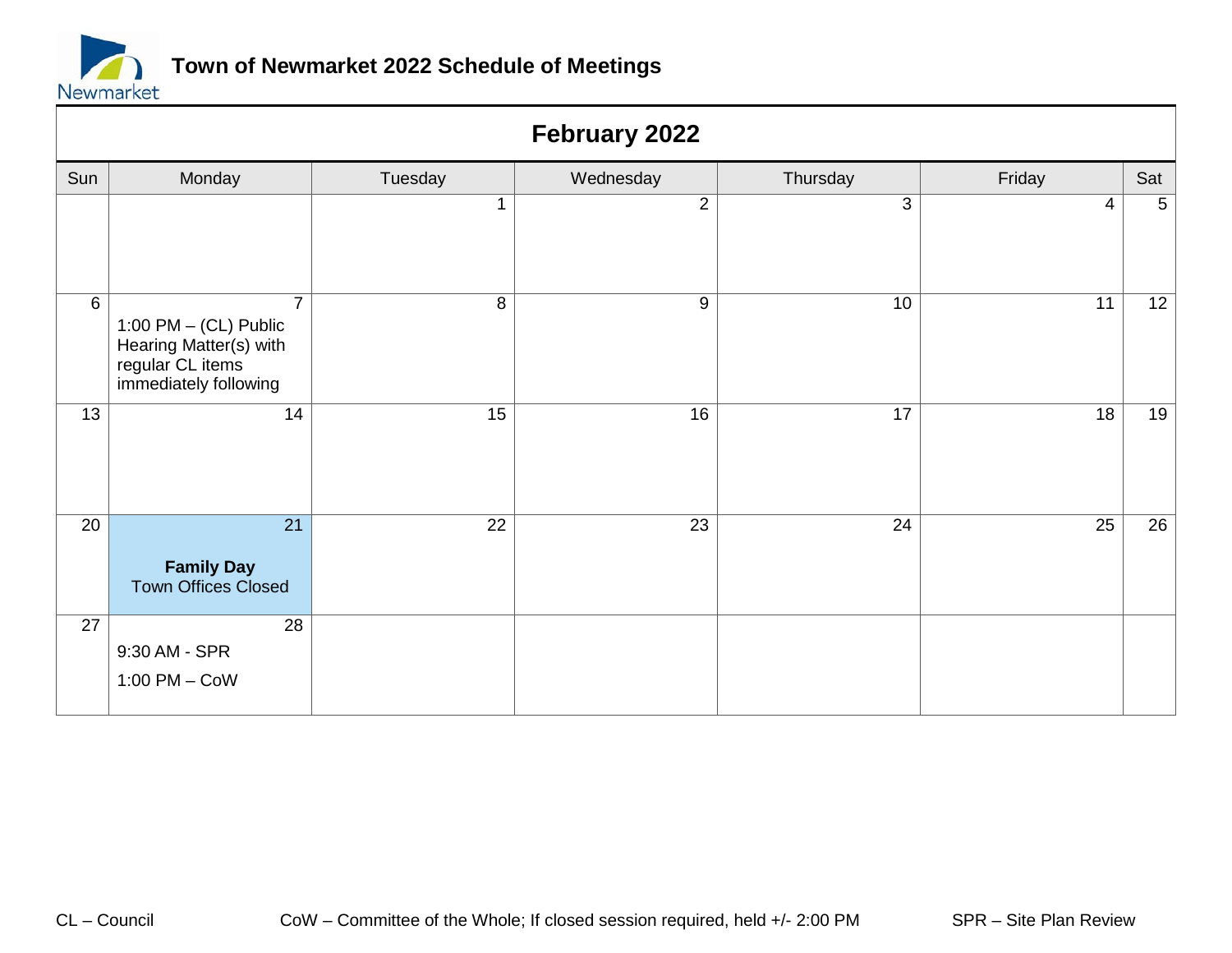# Town of Newmarket 2022 Schedule of Meetings

## February 2022

| Sun | Monday | Tuesday | Wednesday | Thursday | Friday | Sat |
|---|---|---|---|---|---|---|
| | | 1 | 2 | 3 | 4 | 5 |
| 6 | 7<br>1:00 PM – (CL) Public Hearing Matter(s) with regular CL items immediately following | 8 | 9 | 10 | 11 | 12 |
| 13 | 14 | 15 | 16 | 17 | 18 | 19 |
| 20 | 21<br>**Family Day**<br>Town Offices Closed | 22 | 23 | 24 | 25 | 26 |
| 27 | 28<br>9:30 AM - SPR<br>1:00 PM – CoW | | | | | |

CL – Council

CoW – Committee of the Whole; If closed session required, held +/- 2:00 PM

SPR – Site Plan Review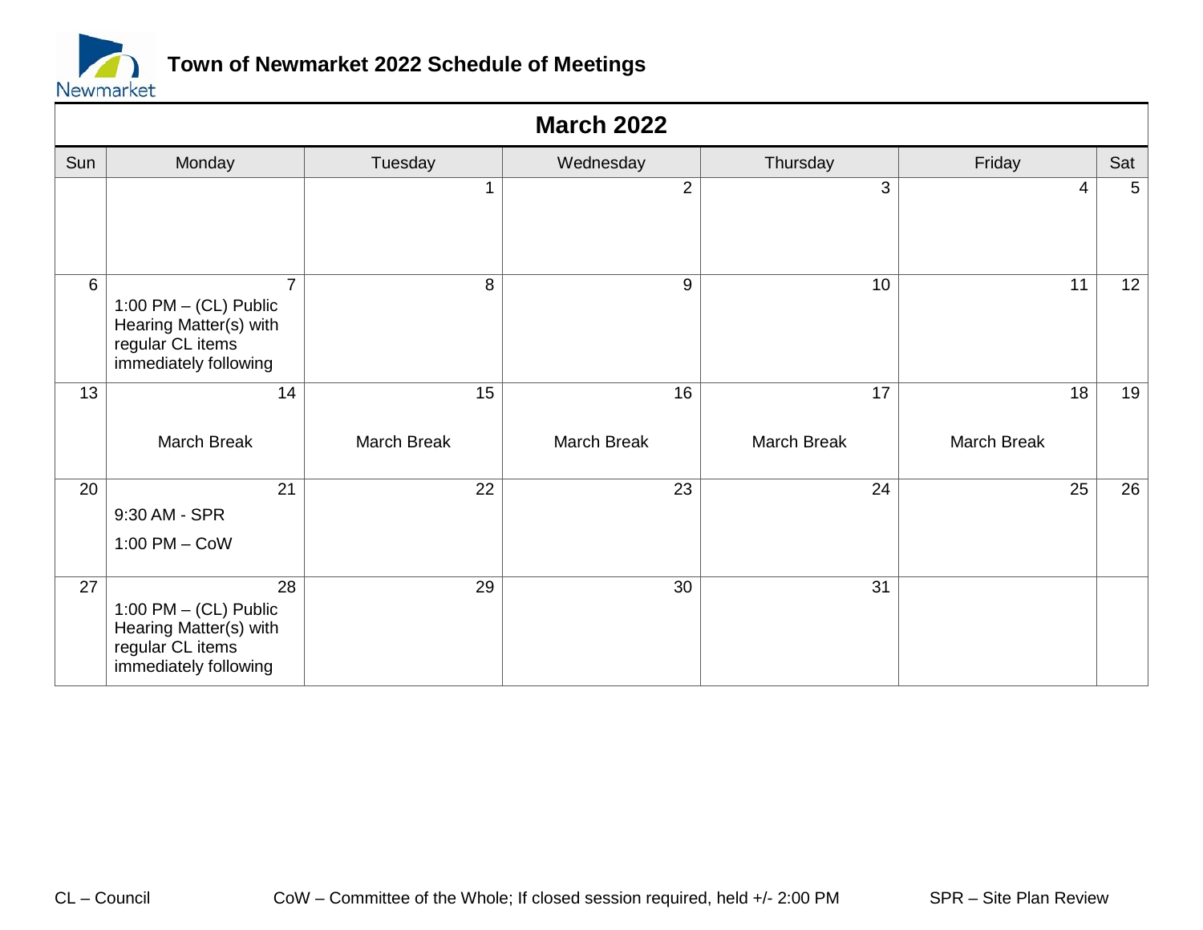# Town of Newmarket 2022 Schedule of Meetings

## March 2022

| Sun | Monday | Tuesday | Wednesday | Thursday | Friday | Sat |
|---|---|---|---|---|---|---|
| | | 1 | 2 | 3 | 4 | 5 |
| 6 | 7<br>1:00 PM – (CL) Public Hearing Matter(s) with regular CL items immediately following | 8 | 9 | 10 | 11 | 12 |
| 13 | 14<br>March Break | 15<br>March Break | 16<br>March Break | 17<br>March Break | 18<br>March Break | 19 |
| 20 | 21<br>9:30 AM - SPR<br>1:00 PM – CoW | 22 | 23 | 24 | 25 | 26 |
| 27 | 28<br>1:00 PM – (CL) Public Hearing Matter(s) with regular CL items immediately following | 29 | 30 | 31 | | |

CL – Council

CoW – Committee of the Whole; If closed session required, held +/- 2:00 PM

SPR – Site Plan Review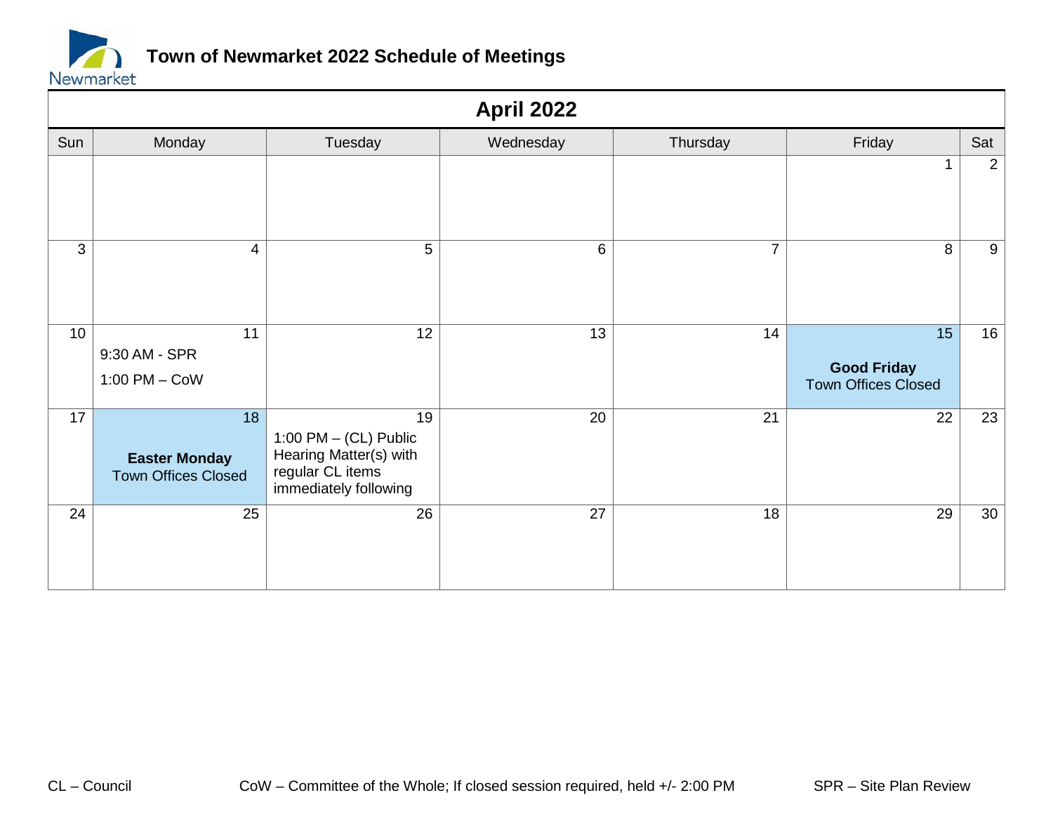# Town of Newmarket 2022 Schedule of Meetings

## April 2022

| Sun | Monday | Tuesday | Wednesday | Thursday | Friday | Sat |
|---|---|---|---|---|---|---|
| | | | | | 1 | 2 |
| 3 | 4 | 5 | 6 | 7 | 8 | 9 |
| 10 | 11<br>9:30 AM - SPR<br>1:00 PM – CoW | 12 | 13 | 14 | 15<br>**Good Friday**<br>Town Offices Closed | 16 |
| 17 | 18<br>**Easter Monday**<br>Town Offices Closed | 19<br>1:00 PM – (CL) Public Hearing Matter(s) with regular CL items immediately following | 20 | 21 | 22 | 23 |
| 24 | 25 | 26 | 27 | 18 | 29 | 30 |

CL – Council  CoW – Committee of the Whole; If closed session required, held +/- 2:00 PM  SPR – Site Plan Review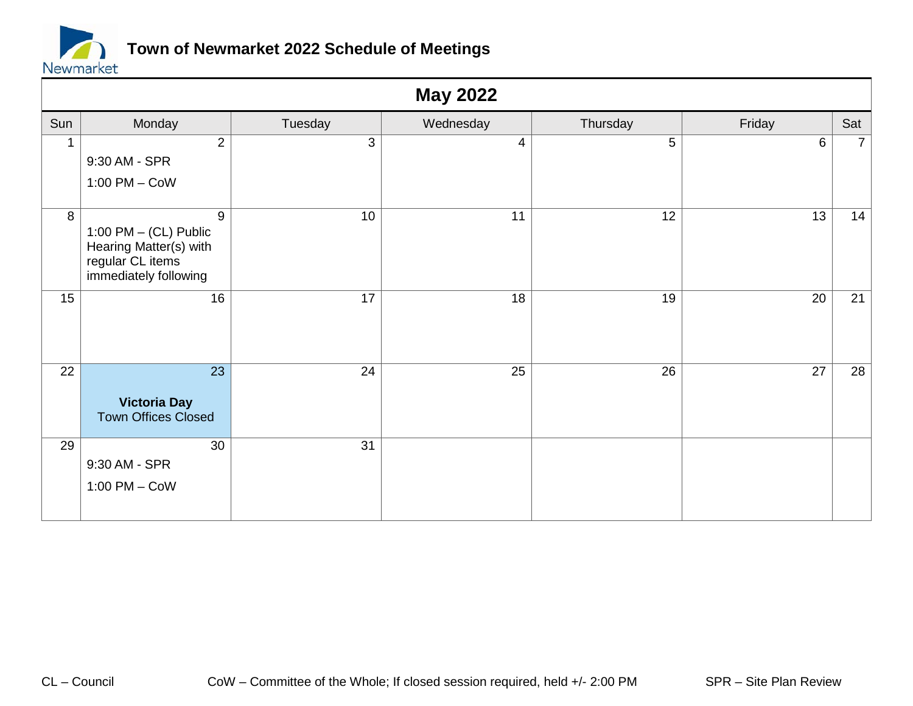# Town of Newmarket 2022 Schedule of Meetings

## May 2022

| Sun | Monday | Tuesday | Wednesday | Thursday | Friday | Sat |
|---|---|---|---|---|---|---|
| 1 | 2<br>9:30 AM - SPR<br>1:00 PM – CoW | 3 | 4 | 5 | 6 | 7 |
| 8 | 9<br>1:00 PM – (CL) Public Hearing Matter(s) with regular CL items immediately following | 10 | 11 | 12 | 13 | 14 |
| 15 | 16 | 17 | 18 | 19 | 20 | 21 |
| 22 | 23<br>**Victoria Day**<br>Town Offices Closed | 24 | 25 | 26 | 27 | 28 |
| 29 | 30<br>9:30 AM - SPR<br>1:00 PM – CoW | 31 | | | | |

CL – Council

CoW – Committee of the Whole; If closed session required, held +/- 2:00 PM

SPR – Site Plan Review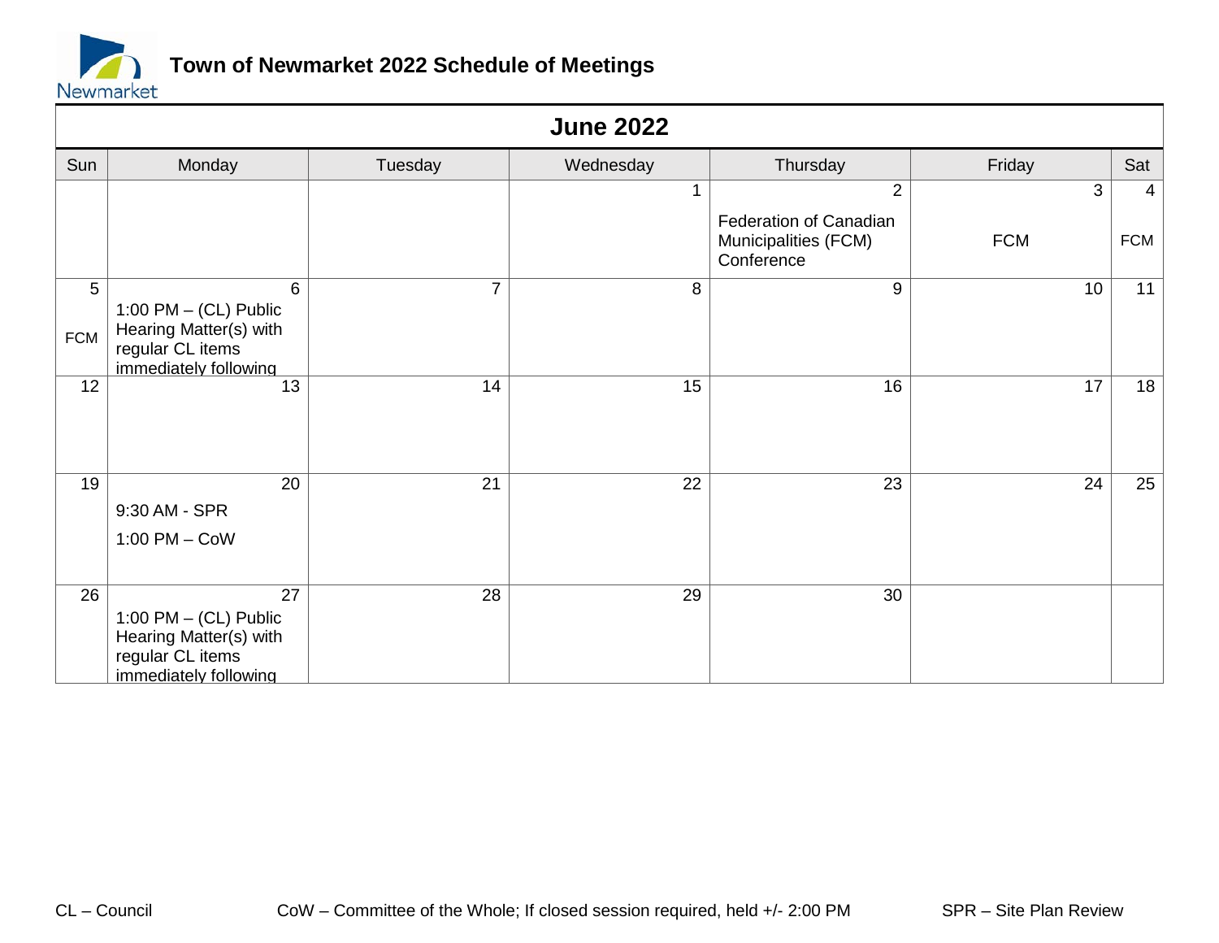# Town of Newmarket 2022 Schedule of Meetings

## June 2022

| Sun | Monday | Tuesday | Wednesday | Thursday | Friday | Sat |
|---|---|---|---|---|---|---|
| | | | 1 | 2<br>Federation of Canadian Municipalities (FCM) Conference | 3<br>FCM | 4<br>FCM |
| 5<br>FCM | 6<br>1:00 PM – (CL) Public Hearing Matter(s) with regular CL items immediately following | 7 | 8 | 9 | 10 | 11 |
| 12 | 13 | 14 | 15 | 16 | 17 | 18 |
| 19 | 20<br>9:30 AM - SPR<br>1:00 PM – CoW | 21 | 22 | 23 | 24 | 25 |
| 26 | 27<br>1:00 PM – (CL) Public Hearing Matter(s) with regular CL items immediately following | 28 | 29 | 30 | | |

CL – Council

CoW – Committee of the Whole; If closed session required, held +/- 2:00 PM

SPR – Site Plan Review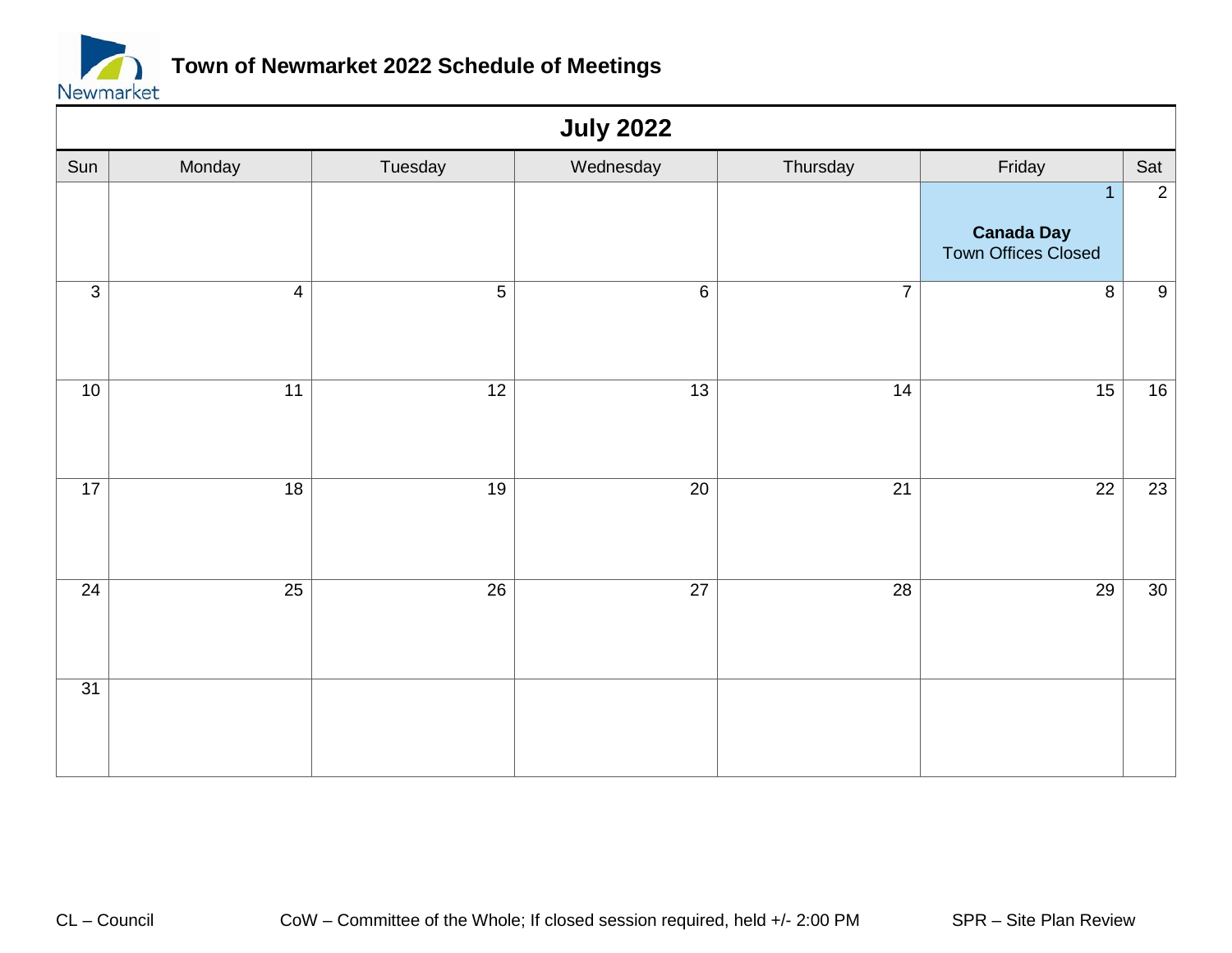# Town of Newmarket 2022 Schedule of Meetings

## July 2022

| Sun | Monday | Tuesday | Wednesday | Thursday | Friday | Sat |
|---|---|---|---|---|---|---|
| | | | | | 1<br>**Canada Day**<br>Town Offices Closed | 2 |
| 3 | 4 | 5 | 6 | 7 | 8 | 9 |
| 10 | 11 | 12 | 13 | 14 | 15 | 16 |
| 17 | 18 | 19 | 20 | 21 | 22 | 23 |
| 24 | 25 | 26 | 27 | 28 | 29 | 30 |
| 31 | | | | | | |

CL – Council     CoW – Committee of the Whole; If closed session required, held +/- 2:00 PM     SPR – Site Plan Review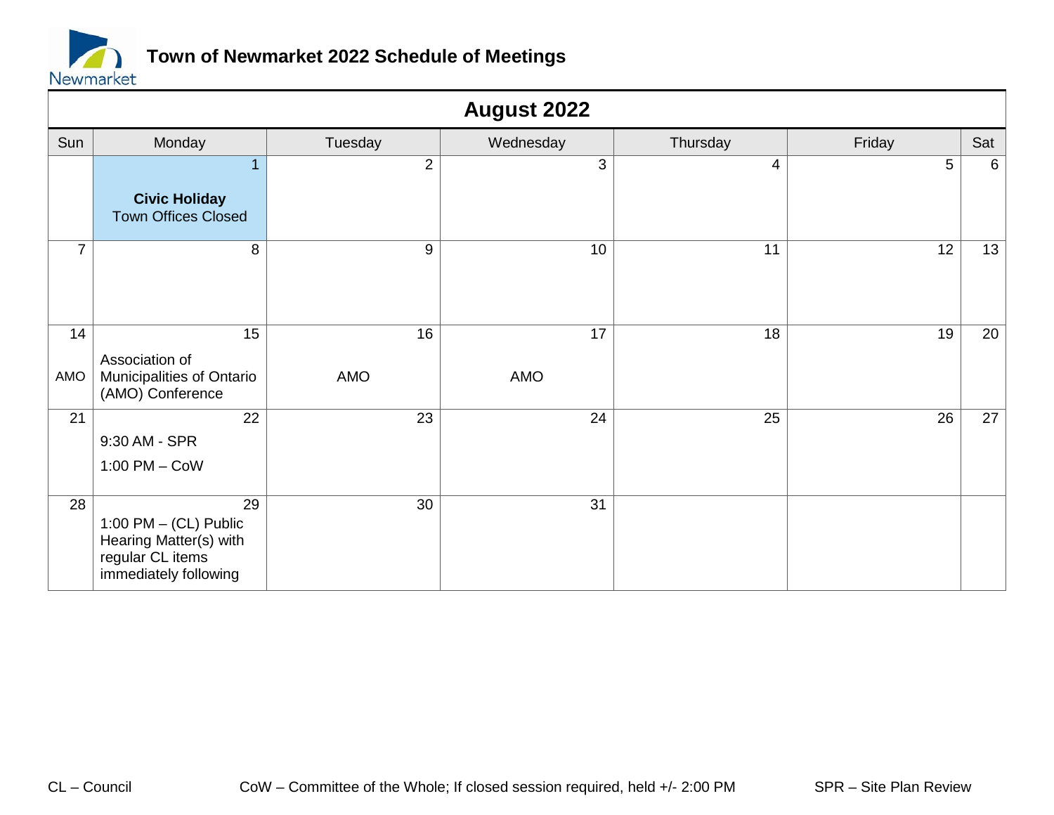# Town of Newmarket 2022 Schedule of Meetings

## August 2022

| Sun | Monday | Tuesday | Wednesday | Thursday | Friday | Sat |
|---|---|---|---|---|---|---|
| | 1<br>**Civic Holiday**<br>Town Offices Closed | 2 | 3 | 4 | 5 | 6 |
| 7 | 8 | 9 | 10 | 11 | 12 | 13 |
| 14<br>AMO | 15<br>Association of Municipalities of Ontario (AMO) Conference | 16<br>AMO | 17<br>AMO | 18 | 19 | 20 |
| 21 | 22<br>9:30 AM - SPR<br>1:00 PM – CoW | 23 | 24 | 25 | 26 | 27 |
| 28 | 29<br>1:00 PM – (CL) Public Hearing Matter(s) with regular CL items immediately following | 30 | 31 | | | |

CL – Council

CoW – Committee of the Whole; If closed session required, held +/- 2:00 PM

SPR – Site Plan Review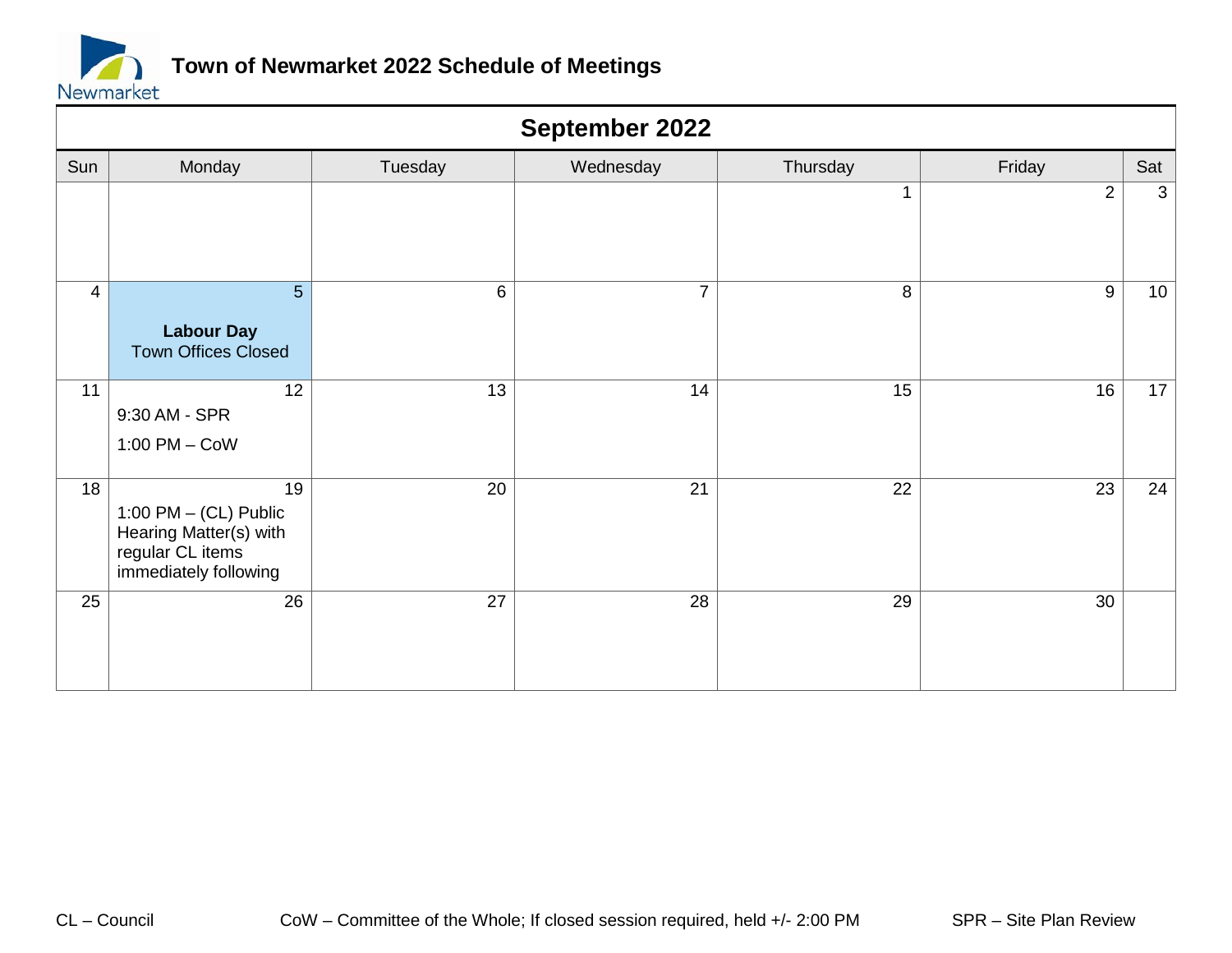# Town of Newmarket 2022 Schedule of Meetings

## September 2022

| Sun | Monday | Tuesday | Wednesday | Thursday | Friday | Sat |
|---|---|---|---|---|---|---|
| | | | | 1 | 2 | 3 |
| 4 | 5 **Labour Day** Town Offices Closed | 6 | 7 | 8 | 9 | 10 |
| 11 | 12 9:30 AM - SPR 1:00 PM – CoW | 13 | 14 | 15 | 16 | 17 |
| 18 | 19 1:00 PM – (CL) Public Hearing Matter(s) with regular CL items immediately following | 20 | 21 | 22 | 23 | 24 |
| 25 | 26 | 27 | 28 | 29 | 30 | |

CL – Council

CoW – Committee of the Whole; If closed session required, held +/- 2:00 PM

SPR – Site Plan Review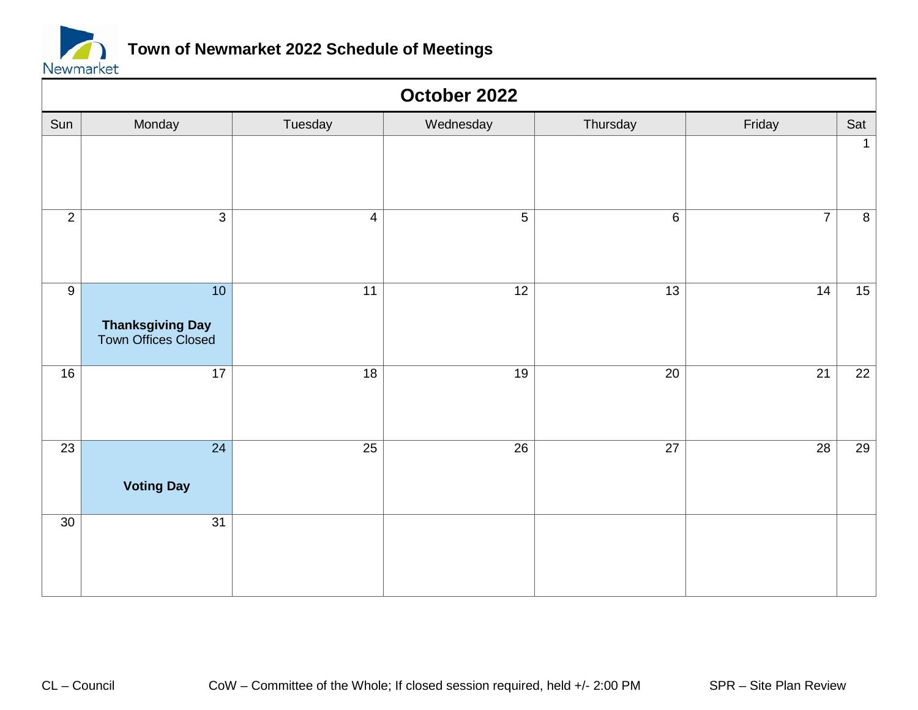# Town of Newmarket 2022 Schedule of Meetings

## October 2022

| Sun | Monday | Tuesday | Wednesday | Thursday | Friday | Sat |
|---|---|---|---|---|---|---|
| | | | | | | 1 |
| 2 | 3 | 4 | 5 | 6 | 7 | 8 |
| 9 | 10 **Thanksgiving Day** Town Offices Closed | 11 | 12 | 13 | 14 | 15 |
| 16 | 17 | 18 | 19 | 20 | 21 | 22 |
| 23 | 24 **Voting Day** | 25 | 26 | 27 | 28 | 29 |
| 30 | 31 | | | | | |

CL – Council CoW – Committee of the Whole; If closed session required, held +/- 2:00 PM SPR – Site Plan Review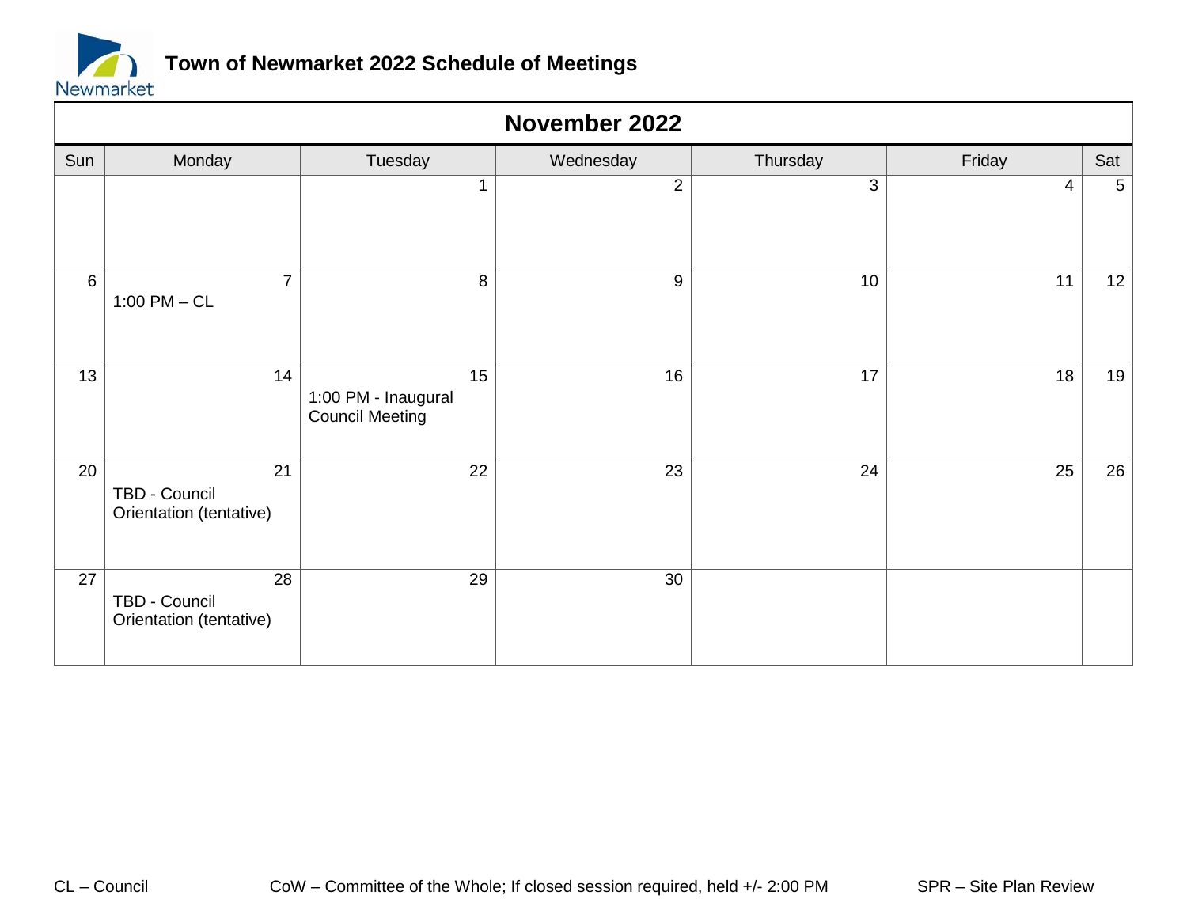# Town of Newmarket 2022 Schedule of Meetings

## November 2022

| Sun | Monday | Tuesday | Wednesday | Thursday | Friday | Sat |
|---|---|---|---|---|---|---|
| | | 1 | 2 | 3 | 4 | 5 |
| 6 | 7<br>1:00 PM – CL | 8 | 9 | 10 | 11 | 12 |
| 13 | 14 | 15<br>1:00 PM - Inaugural Council Meeting | 16 | 17 | 18 | 19 |
| 20 | 21<br>TBD - Council Orientation (tentative) | 22 | 23 | 24 | 25 | 26 |
| 27 | 28<br>TBD - Council Orientation (tentative) | 29 | 30 | | | |

CL – Council

CoW – Committee of the Whole; If closed session required, held +/- 2:00 PM

SPR – Site Plan Review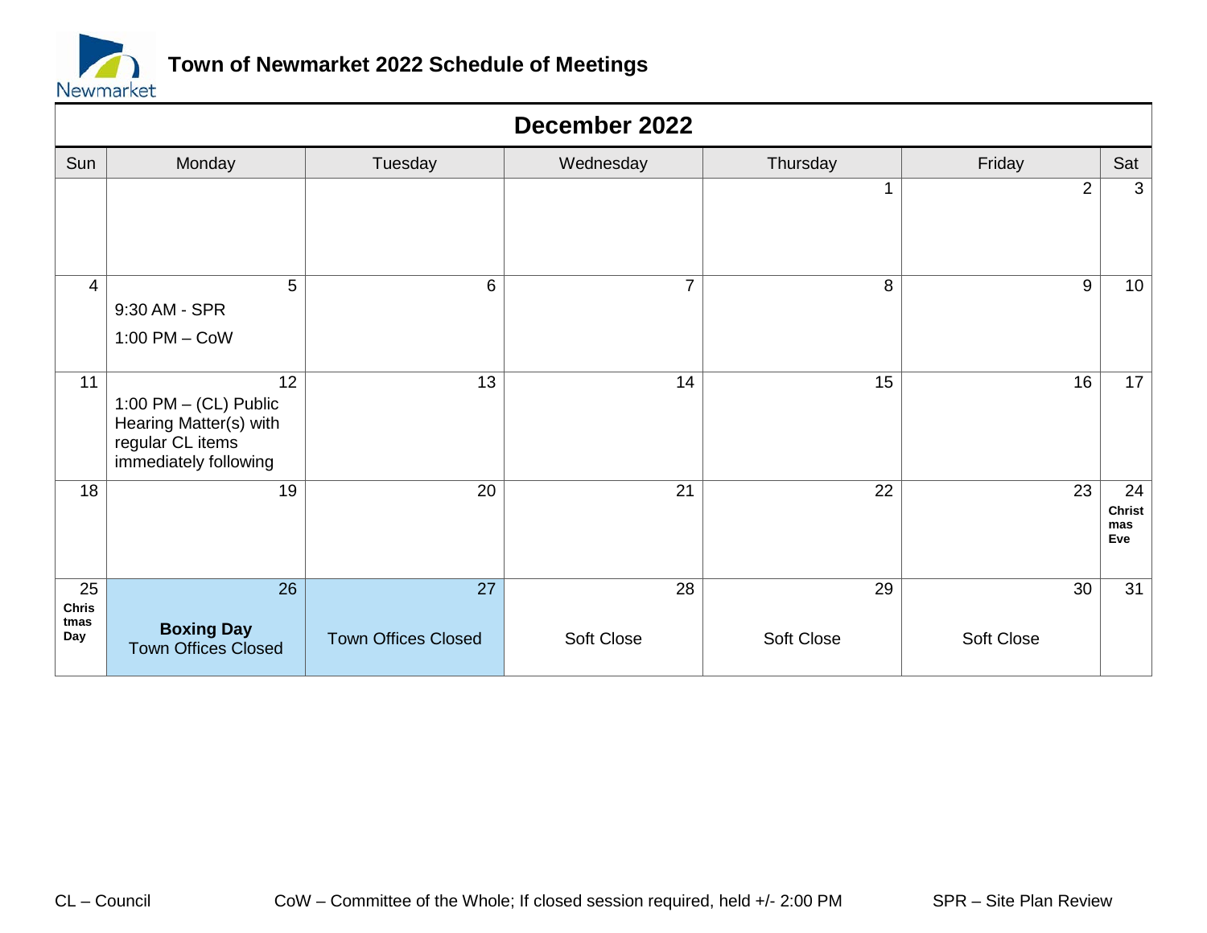# Town of Newmarket 2022 Schedule of Meetings

## December 2022

| Sun | Monday | Tuesday | Wednesday | Thursday | Friday | Sat |
|---|---|---|---|---|---|---|
| | | | | 1 | 2 | 3 |
| 4 | 5<br>9:30 AM - SPR<br>1:00 PM – CoW | 6 | 7 | 8 | 9 | 10 |
| 11 | 12<br>1:00 PM – (CL) Public Hearing Matter(s) with regular CL items immediately following | 13 | 14 | 15 | 16 | 17 |
| 18 | 19 | 20 | 21 | 22 | 23 | 24<br>**Christmas Eve** |
| 25<br>**Christmas Day** | 26<br>**Boxing Day**<br>Town Offices Closed | 27<br>Town Offices Closed | 28<br>Soft Close | 29<br>Soft Close | 30<br>Soft Close | 31 |

CL – Council

CoW – Committee of the Whole; If closed session required, held +/- 2:00 PM

SPR – Site Plan Review